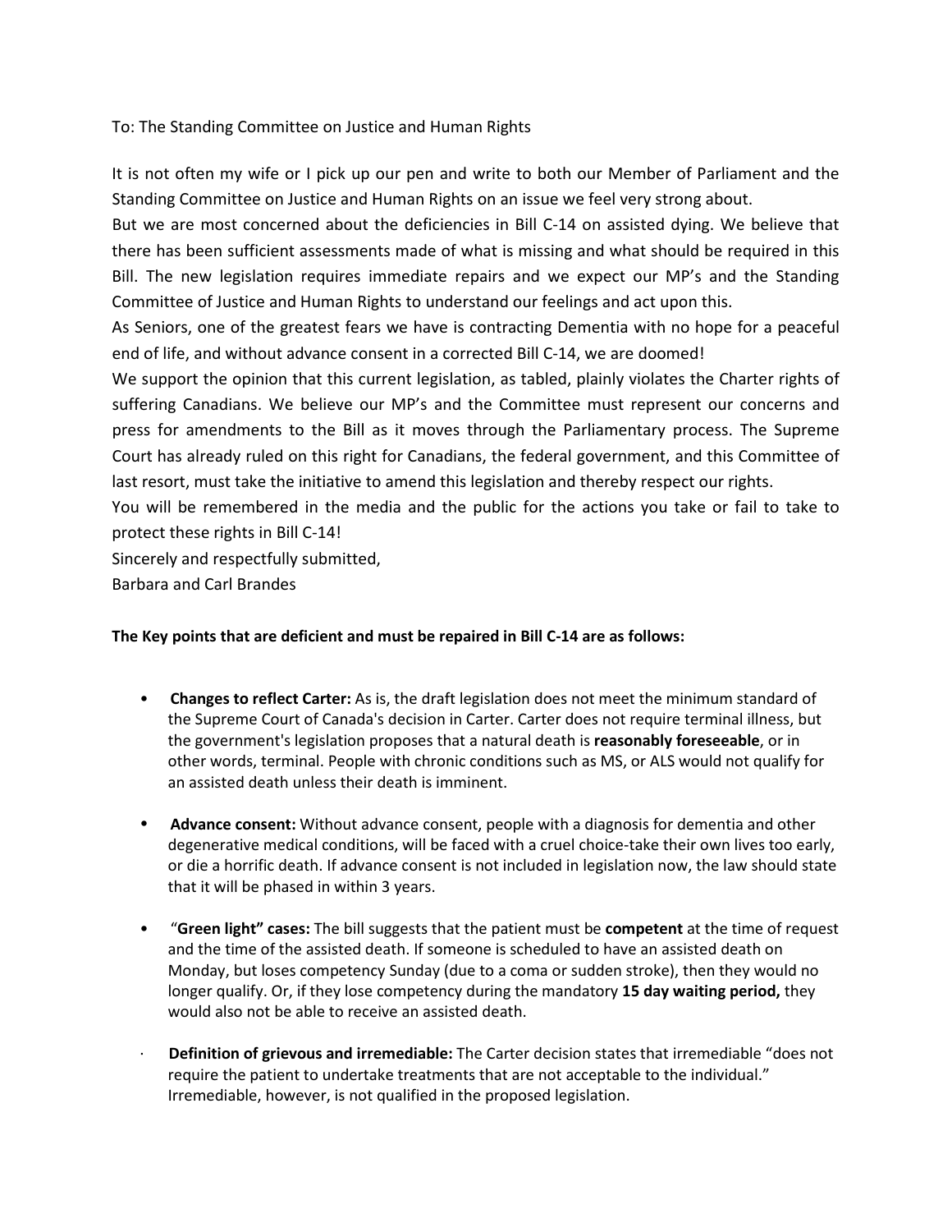To: The Standing Committee on Justice and Human Rights

It is not often my wife or I pick up our pen and write to both our Member of Parliament and the Standing Committee on Justice and Human Rights on an issue we feel very strong about.

But we are most concerned about the deficiencies in Bill C-14 on assisted dying. We believe that there has been sufficient assessments made of what is missing and what should be required in this Bill. The new legislation requires immediate repairs and we expect our MP's and the Standing Committee of Justice and Human Rights to understand our feelings and act upon this.

As Seniors, one of the greatest fears we have is contracting Dementia with no hope for a peaceful end of life, and without advance consent in a corrected Bill C-14, we are doomed!

We support the opinion that this current legislation, as tabled, plainly violates the Charter rights of suffering Canadians. We believe our MP's and the Committee must represent our concerns and press for amendments to the Bill as it moves through the Parliamentary process. The Supreme Court has already ruled on this right for Canadians, the federal government, and this Committee of last resort, must take the initiative to amend this legislation and thereby respect our rights.

You will be remembered in the media and the public for the actions you take or fail to take to protect these rights in Bill C-14!

Sincerely and respectfully submitted,

Barbara and Carl Brandes

**The Key points that are deficient and must be repaired in Bill C-14 are as follows:**

- **Changes to reflect Carter:** As is, the draft legislation does not meet the minimum standard of the Supreme Court of Canada's decision in Carter. Carter does not require terminal illness, but the government's legislation proposes that a natural death is **reasonably foreseeable**, or in other words, terminal. People with chronic conditions such as MS, or ALS would not qualify for an assisted death unless their death is imminent.
- **Advance consent:** Without advance consent, people with a diagnosis for dementia and other degenerative medical conditions, will be faced with a cruel choice-take their own lives too early, or die a horrific death. If advance consent is not included in legislation now, the law should state that it will be phased in within 3 years.
- "**Green light" cases:** The bill suggests that the patient must be **competent** at the time of request and the time of the assisted death. If someone is scheduled to have an assisted death on Monday, but loses competency Sunday (due to a coma or sudden stroke), then they would no longer qualify. Or, if they lose competency during the mandatory **15 day waiting period,** they would also not be able to receive an assisted death.
- **Definition of grievous and irremediable:** The Carter decision states that irremediable "does not require the patient to undertake treatments that are not acceptable to the individual." Irremediable, however, is not qualified in the proposed legislation.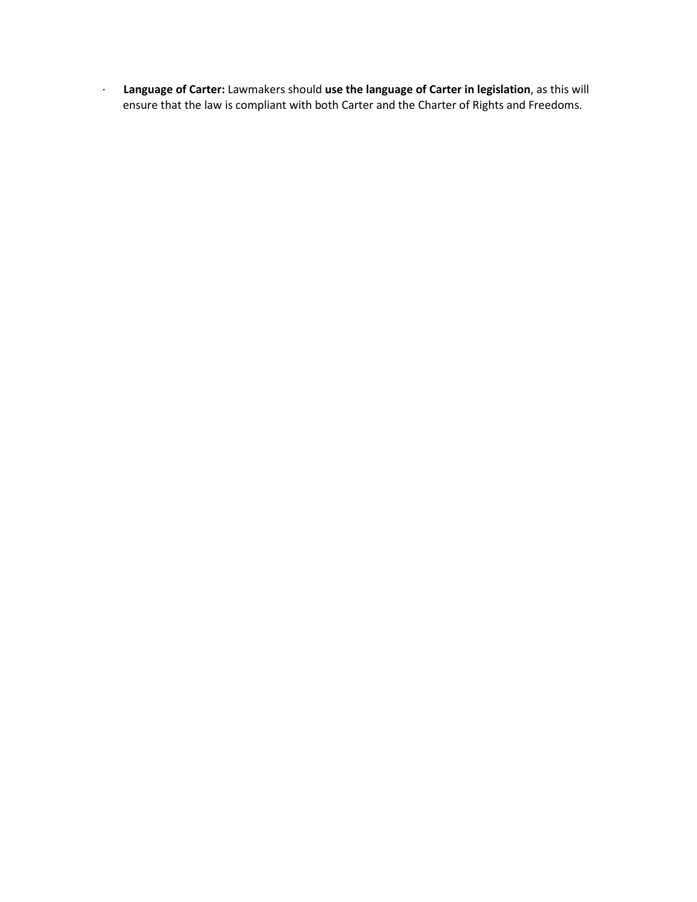- **Language of Carter:** Lawmakers should **use the language of Carter in legislation**, as this will ensure that the law is compliant with both Carter and the Charter of Rights and Freedoms.